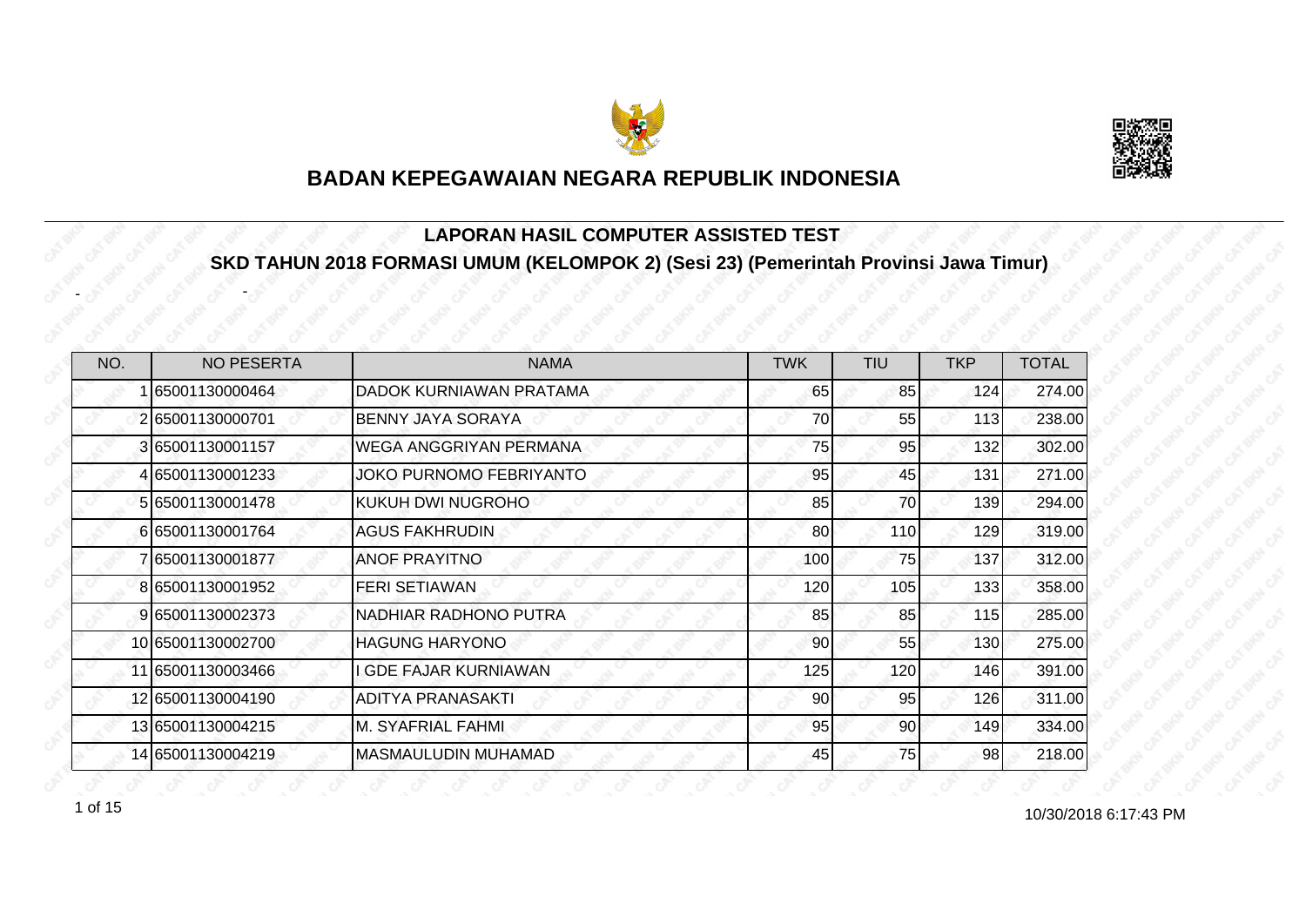# BADAN KEPEGAWAIAN NEGARA REPUBLIK INDONESIA

## LAPORAN HASIL COMPUTER ASSISTED TEST

## SKD TAHUN 2018 FORMASI UMUM (KELOMPOK 2) (Sesi 23) (Pemerintah Provinsi Jawa Timur)

- -

| NO. | NO PESERTA | NAMA | TWK | TIU | TKP | TOTAL |
|---|---|---|---|---|---|---|
| 1 | 65001130000464 | DADOK KURNIAWAN PRATAMA | 65 | 85 | 124 | 274.00 |
| 2 | 65001130000701 | BENNY JAYA SORAYA | 70 | 55 | 113 | 238.00 |
| 3 | 65001130001157 | WEGA ANGGRIYAN PERMANA | 75 | 95 | 132 | 302.00 |
| 4 | 65001130001233 | JOKO PURNOMO FEBRIYANTO | 95 | 45 | 131 | 271.00 |
| 5 | 65001130001478 | KUKUH DWI NUGROHO | 85 | 70 | 139 | 294.00 |
| 6 | 65001130001764 | AGUS FAKHRUDIN | 80 | 110 | 129 | 319.00 |
| 7 | 65001130001877 | ANOF PRAYITNO | 100 | 75 | 137 | 312.00 |
| 8 | 65001130001952 | FERI SETIAWAN | 120 | 105 | 133 | 358.00 |
| 9 | 65001130002373 | NADHIAR RADHONO PUTRA | 85 | 85 | 115 | 285.00 |
| 10 | 65001130002700 | HAGUNG HARYONO | 90 | 55 | 130 | 275.00 |
| 11 | 65001130003466 | I GDE FAJAR KURNIAWAN | 125 | 120 | 146 | 391.00 |
| 12 | 65001130004190 | ADITYA PRANASAKTI | 90 | 95 | 126 | 311.00 |
| 13 | 65001130004215 | M. SYAFRIAL FAHMI | 95 | 90 | 149 | 334.00 |
| 14 | 65001130004219 | MASMAULUDIN MUHAMAD | 45 | 75 | 98 | 218.00 |

10/30/2018 6:17:43 PM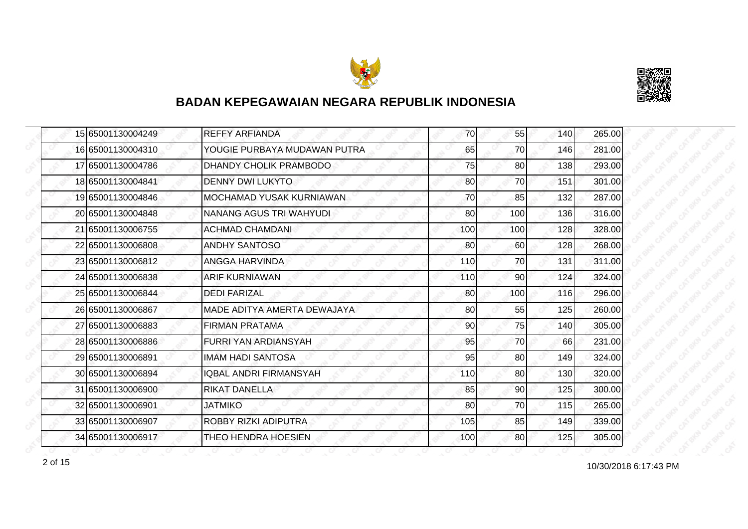## BADAN KEPEGAWAIAN NEGARA REPUBLIK INDONESIA

| | | | | | | |
|---|---|---|---|---|---|---|
| 15 | 65001130004249 | REFFY ARFIANDA | 70 | 55 | 140 | 265.00 |
| 16 | 65001130004310 | YOUGIE PURBAYA MUDAWAN PUTRA | 65 | 70 | 146 | 281.00 |
| 17 | 65001130004786 | DHANDY CHOLIK PRAMBODO | 75 | 80 | 138 | 293.00 |
| 18 | 65001130004841 | DENNY DWI LUKYTO | 80 | 70 | 151 | 301.00 |
| 19 | 65001130004846 | MOCHAMAD YUSAK KURNIAWAN | 70 | 85 | 132 | 287.00 |
| 20 | 65001130004848 | NANANG AGUS TRI WAHYUDI | 80 | 100 | 136 | 316.00 |
| 21 | 65001130006755 | ACHMAD CHAMDANI | 100 | 100 | 128 | 328.00 |
| 22 | 65001130006808 | ANDHY SANTOSO | 80 | 60 | 128 | 268.00 |
| 23 | 65001130006812 | ANGGA HARVINDA | 110 | 70 | 131 | 311.00 |
| 24 | 65001130006838 | ARIF KURNIAWAN | 110 | 90 | 124 | 324.00 |
| 25 | 65001130006844 | DEDI FARIZAL | 80 | 100 | 116 | 296.00 |
| 26 | 65001130006867 | MADE ADITYA AMERTA DEWAJAYA | 80 | 55 | 125 | 260.00 |
| 27 | 65001130006883 | FIRMAN PRATAMA | 90 | 75 | 140 | 305.00 |
| 28 | 65001130006886 | FURRI YAN ARDIANSYAH | 95 | 70 | 66 | 231.00 |
| 29 | 65001130006891 | IMAM HADI SANTOSA | 95 | 80 | 149 | 324.00 |
| 30 | 65001130006894 | IQBAL ANDRI FIRMANSYAH | 110 | 80 | 130 | 320.00 |
| 31 | 65001130006900 | RIKAT DANELLA | 85 | 90 | 125 | 300.00 |
| 32 | 65001130006901 | JATMIKO | 80 | 70 | 115 | 265.00 |
| 33 | 65001130006907 | ROBBY RIZKI ADIPUTRA | 105 | 85 | 149 | 339.00 |
| 34 | 65001130006917 | THEO HENDRA HOESIEN | 100 | 80 | 125 | 305.00 |

10/30/2018 6:17:43 PM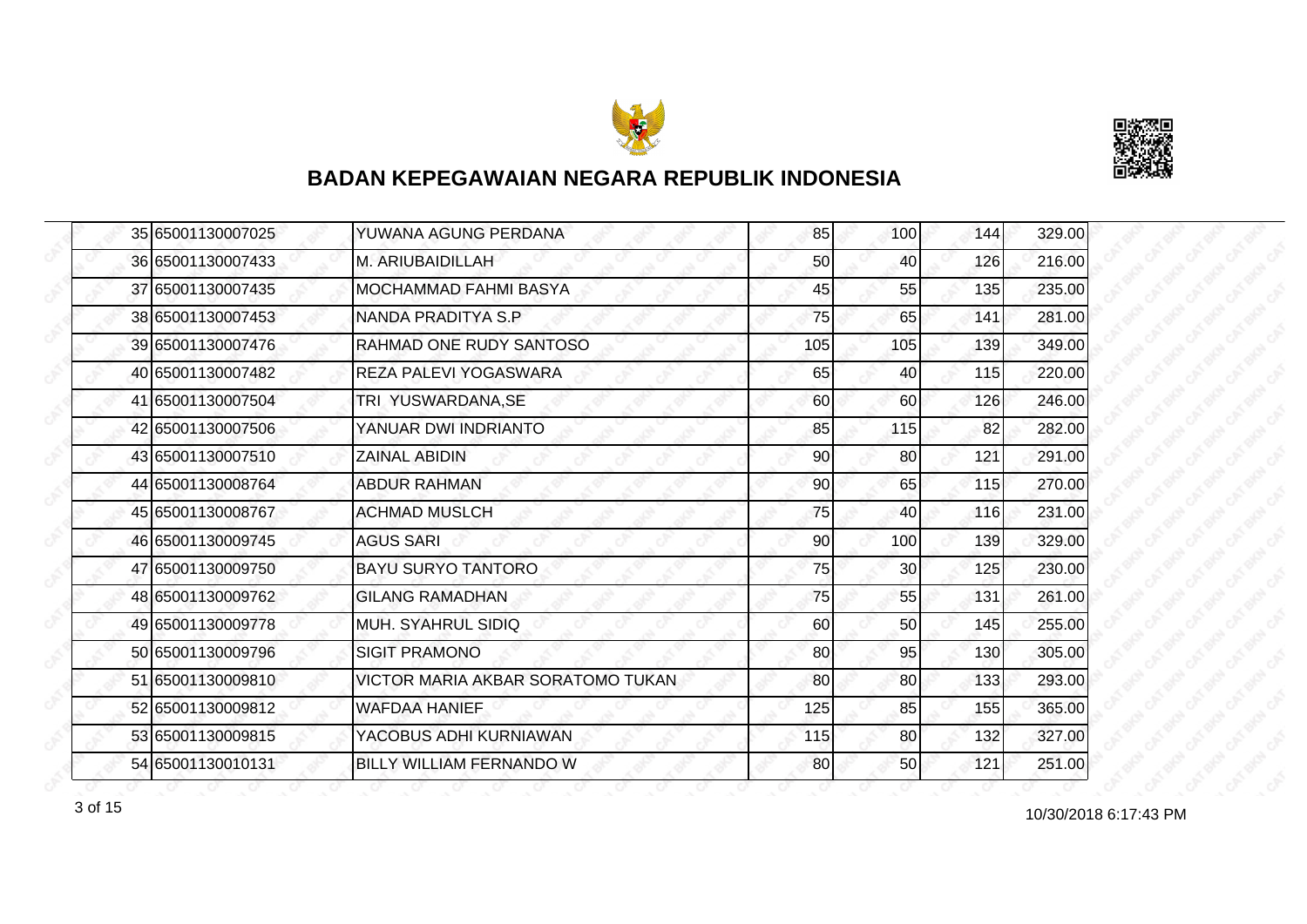## BADAN KEPEGAWAIAN NEGARA REPUBLIK INDONESIA

| | | | | | | |
|---|---|---|---|---|---|---|
| 35 | 65001130007025 | YUWANA AGUNG PERDANA | 85 | 100 | 144 | 329.00 |
| 36 | 65001130007433 | M. ARIUBAIDILLAH | 50 | 40 | 126 | 216.00 |
| 37 | 65001130007435 | MOCHAMMAD FAHMI BASYA | 45 | 55 | 135 | 235.00 |
| 38 | 65001130007453 | NANDA PRADITYA S.P | 75 | 65 | 141 | 281.00 |
| 39 | 65001130007476 | RAHMAD ONE RUDY SANTOSO | 105 | 105 | 139 | 349.00 |
| 40 | 65001130007482 | REZA PALEVI YOGASWARA | 65 | 40 | 115 | 220.00 |
| 41 | 65001130007504 | TRI YUSWARDANA,SE | 60 | 60 | 126 | 246.00 |
| 42 | 65001130007506 | YANUAR DWI INDRIANTO | 85 | 115 | 82 | 282.00 |
| 43 | 65001130007510 | ZAINAL ABIDIN | 90 | 80 | 121 | 291.00 |
| 44 | 65001130008764 | ABDUR RAHMAN | 90 | 65 | 115 | 270.00 |
| 45 | 65001130008767 | ACHMAD MUSLCH | 75 | 40 | 116 | 231.00 |
| 46 | 65001130009745 | AGUS SARI | 90 | 100 | 139 | 329.00 |
| 47 | 65001130009750 | BAYU SURYO TANTORO | 75 | 30 | 125 | 230.00 |
| 48 | 65001130009762 | GILANG RAMADHAN | 75 | 55 | 131 | 261.00 |
| 49 | 65001130009778 | MUH. SYAHRUL SIDIQ | 60 | 50 | 145 | 255.00 |
| 50 | 65001130009796 | SIGIT PRAMONO | 80 | 95 | 130 | 305.00 |
| 51 | 65001130009810 | VICTOR MARIA AKBAR SORATOMO TUKAN | 80 | 80 | 133 | 293.00 |
| 52 | 65001130009812 | WAFDAA HANIEF | 125 | 85 | 155 | 365.00 |
| 53 | 65001130009815 | YACOBUS ADHI KURNIAWAN | 115 | 80 | 132 | 327.00 |
| 54 | 65001130010131 | BILLY WILLIAM FERNANDO W | 80 | 50 | 121 | 251.00 |

10/30/2018 6:17:43 PM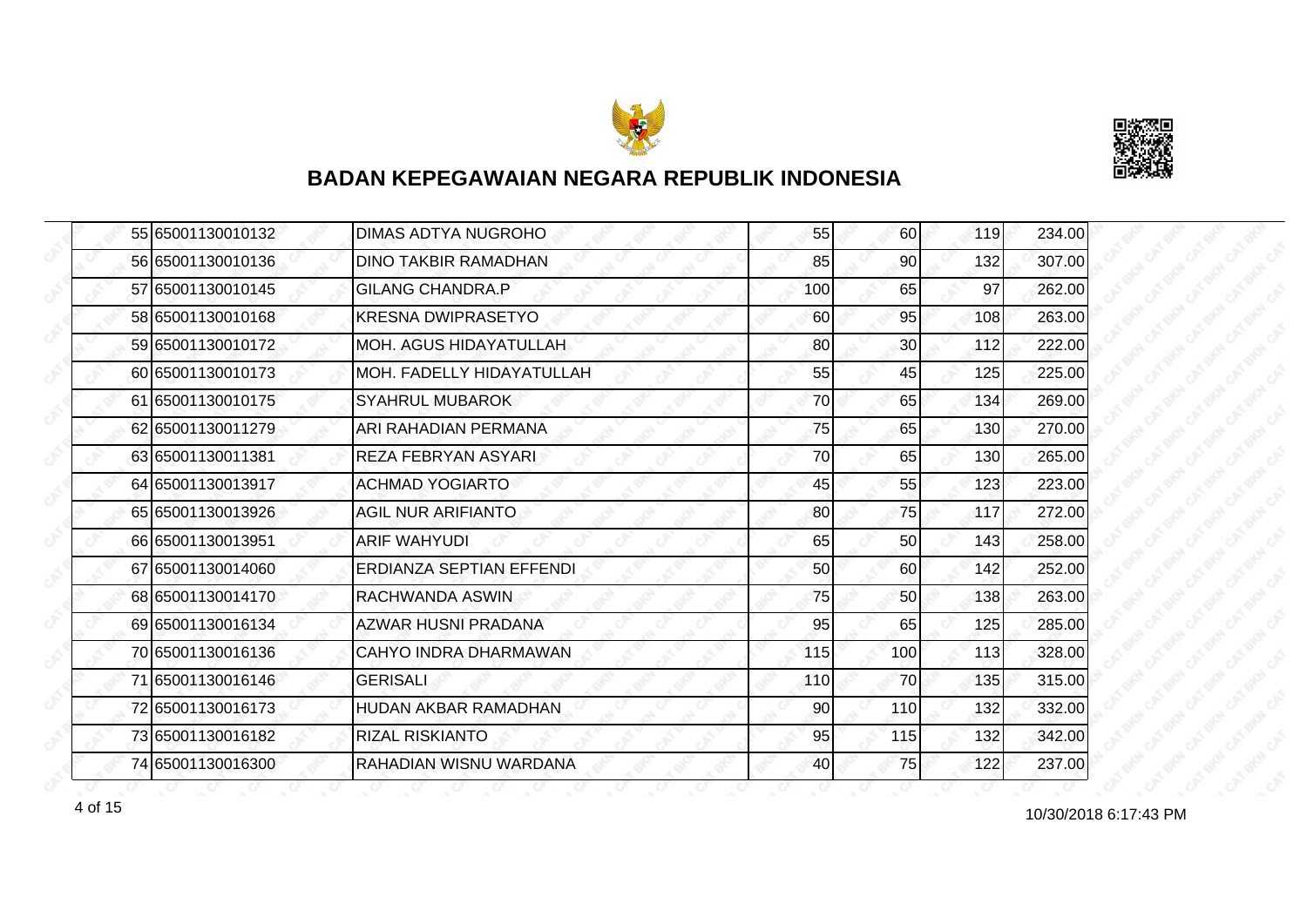## BADAN KEPEGAWAIAN NEGARA REPUBLIK INDONESIA

| | | | | | | |
|---|---|---|---|---|---|---|
| 55 | 65001130010132 | DIMAS ADTYA NUGROHO | 55 | 60 | 119 | 234.00 |
| 56 | 65001130010136 | DINO TAKBIR RAMADHAN | 85 | 90 | 132 | 307.00 |
| 57 | 65001130010145 | GILANG CHANDRA.P | 100 | 65 | 97 | 262.00 |
| 58 | 65001130010168 | KRESNA DWIPRASETYO | 60 | 95 | 108 | 263.00 |
| 59 | 65001130010172 | MOH. AGUS HIDAYATULLAH | 80 | 30 | 112 | 222.00 |
| 60 | 65001130010173 | MOH. FADELLY HIDAYATULLAH | 55 | 45 | 125 | 225.00 |
| 61 | 65001130010175 | SYAHRUL MUBAROK | 70 | 65 | 134 | 269.00 |
| 62 | 65001130011279 | ARI RAHADIAN PERMANA | 75 | 65 | 130 | 270.00 |
| 63 | 65001130011381 | REZA FEBRYAN ASYARI | 70 | 65 | 130 | 265.00 |
| 64 | 65001130013917 | ACHMAD YOGIARTO | 45 | 55 | 123 | 223.00 |
| 65 | 65001130013926 | AGIL NUR ARIFIANTO | 80 | 75 | 117 | 272.00 |
| 66 | 65001130013951 | ARIF WAHYUDI | 65 | 50 | 143 | 258.00 |
| 67 | 65001130014060 | ERDIANZA SEPTIAN EFFENDI | 50 | 60 | 142 | 252.00 |
| 68 | 65001130014170 | RACHWANDA ASWIN | 75 | 50 | 138 | 263.00 |
| 69 | 65001130016134 | AZWAR HUSNI PRADANA | 95 | 65 | 125 | 285.00 |
| 70 | 65001130016136 | CAHYO INDRA DHARMAWAN | 115 | 100 | 113 | 328.00 |
| 71 | 65001130016146 | GERISALI | 110 | 70 | 135 | 315.00 |
| 72 | 65001130016173 | HUDAN AKBAR RAMADHAN | 90 | 110 | 132 | 332.00 |
| 73 | 65001130016182 | RIZAL RISKIANTO | 95 | 115 | 132 | 342.00 |
| 74 | 65001130016300 | RAHADIAN WISNU WARDANA | 40 | 75 | 122 | 237.00 |

10/30/2018 6:17:43 PM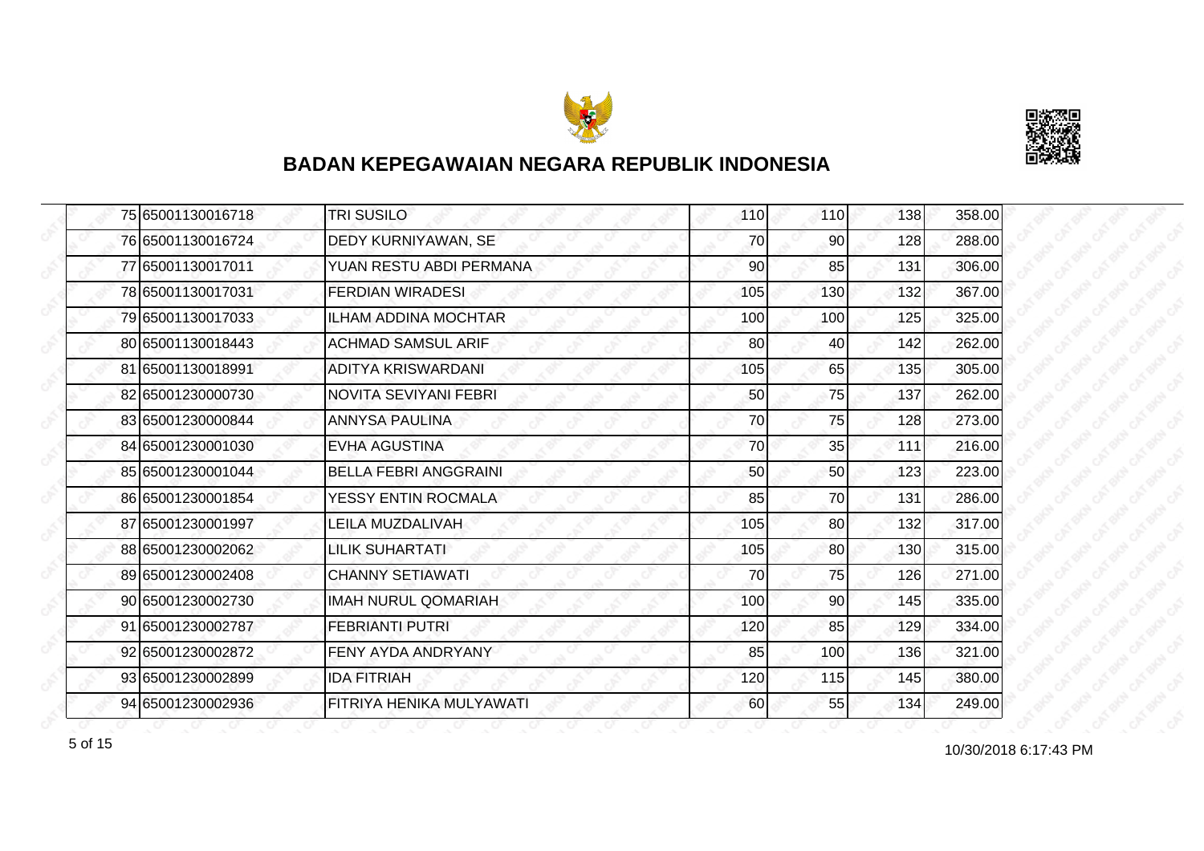## BADAN KEPEGAWAIAN NEGARA REPUBLIK INDONESIA

| | | | | | | |
|---|---|---|---|---|---|---|
| 75 | 65001130016718 | TRI SUSILO | 110 | 110 | 138 | 358.00 |
| 76 | 65001130016724 | DEDY KURNIYAWAN, SE | 70 | 90 | 128 | 288.00 |
| 77 | 65001130017011 | YUAN RESTU ABDI PERMANA | 90 | 85 | 131 | 306.00 |
| 78 | 65001130017031 | FERDIAN WIRADESI | 105 | 130 | 132 | 367.00 |
| 79 | 65001130017033 | ILHAM ADDINA MOCHTAR | 100 | 100 | 125 | 325.00 |
| 80 | 65001130018443 | ACHMAD SAMSUL ARIF | 80 | 40 | 142 | 262.00 |
| 81 | 65001130018991 | ADITYA KRISWARDANI | 105 | 65 | 135 | 305.00 |
| 82 | 65001230000730 | NOVITA SEVIYANI FEBRI | 50 | 75 | 137 | 262.00 |
| 83 | 65001230000844 | ANNYSA PAULINA | 70 | 75 | 128 | 273.00 |
| 84 | 65001230001030 | EVHA AGUSTINA | 70 | 35 | 111 | 216.00 |
| 85 | 65001230001044 | BELLA FEBRI ANGGRAINI | 50 | 50 | 123 | 223.00 |
| 86 | 65001230001854 | YESSY ENTIN ROCMALA | 85 | 70 | 131 | 286.00 |
| 87 | 65001230001997 | LEILA MUZDALIVAH | 105 | 80 | 132 | 317.00 |
| 88 | 65001230002062 | LILIK SUHARTATI | 105 | 80 | 130 | 315.00 |
| 89 | 65001230002408 | CHANNY SETIAWATI | 70 | 75 | 126 | 271.00 |
| 90 | 65001230002730 | IMAH NURUL QOMARIAH | 100 | 90 | 145 | 335.00 |
| 91 | 65001230002787 | FEBRIANTI PUTRI | 120 | 85 | 129 | 334.00 |
| 92 | 65001230002872 | FENY AYDA ANDRYANY | 85 | 100 | 136 | 321.00 |
| 93 | 65001230002899 | IDA FITRIAH | 120 | 115 | 145 | 380.00 |
| 94 | 65001230002936 | FITRIYA HENIKA MULYAWATI | 60 | 55 | 134 | 249.00 |

10/30/2018 6:17:43 PM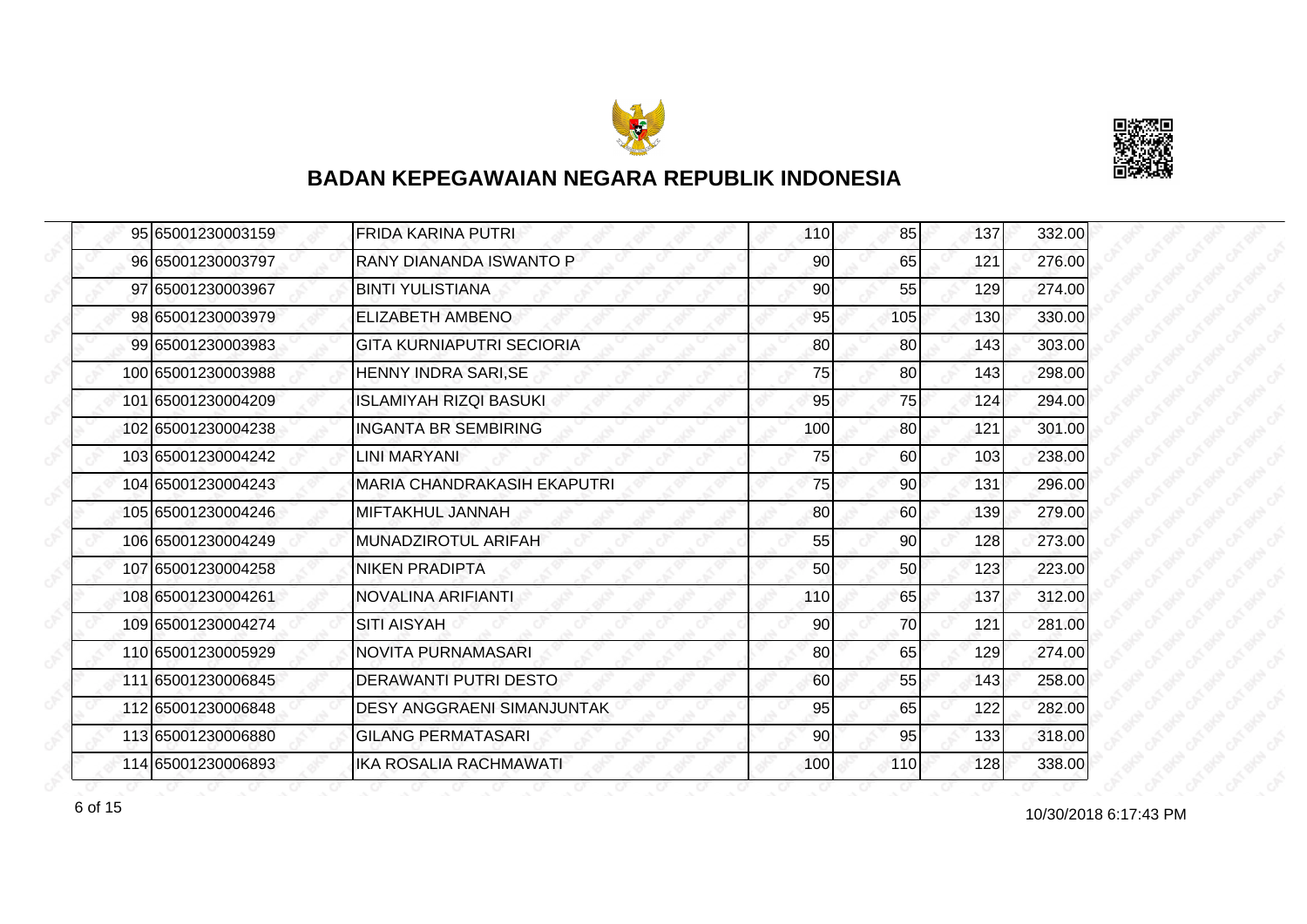# BADAN KEPEGAWAIAN NEGARA REPUBLIK INDONESIA

| | | | | | | |
|---|---|---|---|---|---|---|
| 95 | 65001230003159 | FRIDA KARINA PUTRI | 110 | 85 | 137 | 332.00 |
| 96 | 65001230003797 | RANY DIANANDA ISWANTO P | 90 | 65 | 121 | 276.00 |
| 97 | 65001230003967 | BINTI YULISTIANA | 90 | 55 | 129 | 274.00 |
| 98 | 65001230003979 | ELIZABETH AMBENO | 95 | 105 | 130 | 330.00 |
| 99 | 65001230003983 | GITA KURNIAPUTRI SECIORIA | 80 | 80 | 143 | 303.00 |
| 100 | 65001230003988 | HENNY INDRA SARI,SE | 75 | 80 | 143 | 298.00 |
| 101 | 65001230004209 | ISLAMIYAH RIZQI BASUKI | 95 | 75 | 124 | 294.00 |
| 102 | 65001230004238 | INGANTA BR SEMBIRING | 100 | 80 | 121 | 301.00 |
| 103 | 65001230004242 | LINI MARYANI | 75 | 60 | 103 | 238.00 |
| 104 | 65001230004243 | MARIA CHANDRAKASIH EKAPUTRI | 75 | 90 | 131 | 296.00 |
| 105 | 65001230004246 | MIFTAKHUL JANNAH | 80 | 60 | 139 | 279.00 |
| 106 | 65001230004249 | MUNADZIROTUL ARIFAH | 55 | 90 | 128 | 273.00 |
| 107 | 65001230004258 | NIKEN PRADIPTA | 50 | 50 | 123 | 223.00 |
| 108 | 65001230004261 | NOVALINA ARIFIANTI | 110 | 65 | 137 | 312.00 |
| 109 | 65001230004274 | SITI AISYAH | 90 | 70 | 121 | 281.00 |
| 110 | 65001230005929 | NOVITA PURNAMASARI | 80 | 65 | 129 | 274.00 |
| 111 | 65001230006845 | DERAWANTI PUTRI DESTO | 60 | 55 | 143 | 258.00 |
| 112 | 65001230006848 | DESY ANGGRAENI SIMANJUNTAK | 95 | 65 | 122 | 282.00 |
| 113 | 65001230006880 | GILANG PERMATASARI | 90 | 95 | 133 | 318.00 |
| 114 | 65001230006893 | IKA ROSALIA RACHMAWATI | 100 | 110 | 128 | 338.00 |

10/30/2018 6:17:43 PM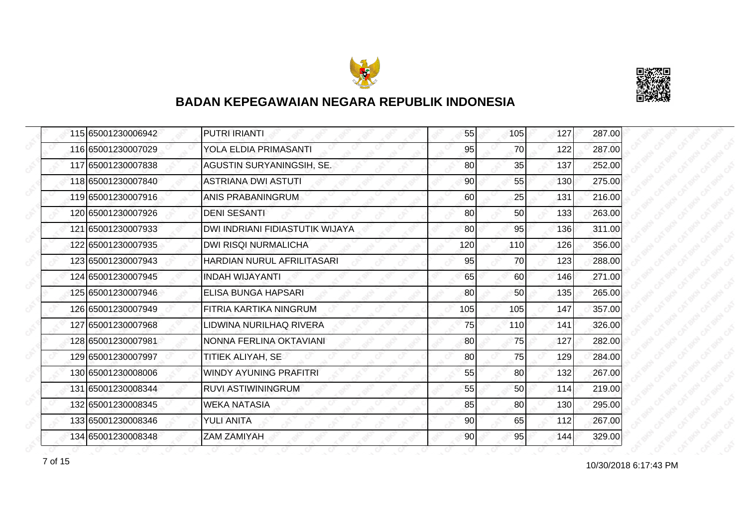## BADAN KEPEGAWAIAN NEGARA REPUBLIK INDONESIA

| | | | | | | |
|---|---|---|---|---|---|---|
| 115 | 65001230006942 | PUTRI IRIANTI | 55 | 105 | 127 | 287.00 |
| 116 | 65001230007029 | YOLA ELDIA PRIMASANTI | 95 | 70 | 122 | 287.00 |
| 117 | 65001230007838 | AGUSTIN SURYANINGSIH, SE. | 80 | 35 | 137 | 252.00 |
| 118 | 65001230007840 | ASTRIANA DWI ASTUTI | 90 | 55 | 130 | 275.00 |
| 119 | 65001230007916 | ANIS PRABANINGRUM | 60 | 25 | 131 | 216.00 |
| 120 | 65001230007926 | DENI SESANTI | 80 | 50 | 133 | 263.00 |
| 121 | 65001230007933 | DWI INDRIANI FIDIASTUTIK WIJAYA | 80 | 95 | 136 | 311.00 |
| 122 | 65001230007935 | DWI RISQI NURMALICHA | 120 | 110 | 126 | 356.00 |
| 123 | 65001230007943 | HARDIAN NURUL AFRILITASARI | 95 | 70 | 123 | 288.00 |
| 124 | 65001230007945 | INDAH WIJAYANTI | 65 | 60 | 146 | 271.00 |
| 125 | 65001230007946 | ELISA BUNGA HAPSARI | 80 | 50 | 135 | 265.00 |
| 126 | 65001230007949 | FITRIA KARTIKA NINGRUM | 105 | 105 | 147 | 357.00 |
| 127 | 65001230007968 | LIDWINA NURILHAQ RIVERA | 75 | 110 | 141 | 326.00 |
| 128 | 65001230007981 | NONNA FERLINA OKTAVIANI | 80 | 75 | 127 | 282.00 |
| 129 | 65001230007997 | TITIEK ALIYAH, SE | 80 | 75 | 129 | 284.00 |
| 130 | 65001230008006 | WINDY AYUNING PRAFITRI | 55 | 80 | 132 | 267.00 |
| 131 | 65001230008344 | RUVI ASTIWININGRUM | 55 | 50 | 114 | 219.00 |
| 132 | 65001230008345 | WEKA NATASIA | 85 | 80 | 130 | 295.00 |
| 133 | 65001230008346 | YULI ANITA | 90 | 65 | 112 | 267.00 |
| 134 | 65001230008348 | ZAM ZAMIYAH | 90 | 95 | 144 | 329.00 |

10/30/2018 6:17:43 PM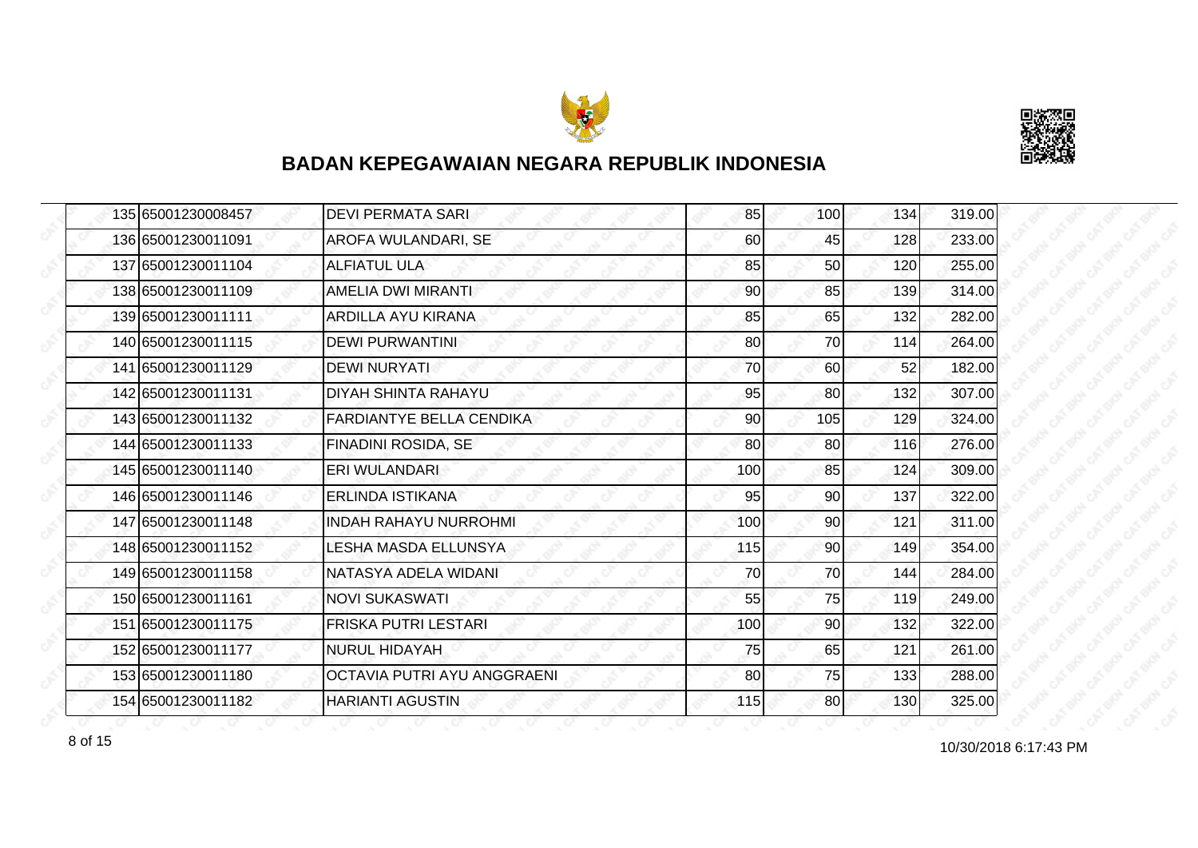# BADAN KEPEGAWAIAN NEGARA REPUBLIK INDONESIA

| | | | | | | |
|---|---|---|---|---|---|---|
| 135 | 65001230008457 | DEVI PERMATA SARI | 85 | 100 | 134 | 319.00 |
| 136 | 65001230011091 | AROFA WULANDARI, SE | 60 | 45 | 128 | 233.00 |
| 137 | 65001230011104 | ALFIATUL ULA | 85 | 50 | 120 | 255.00 |
| 138 | 65001230011109 | AMELIA DWI MIRANTI | 90 | 85 | 139 | 314.00 |
| 139 | 65001230011111 | ARDILLA AYU KIRANA | 85 | 65 | 132 | 282.00 |
| 140 | 65001230011115 | DEWI PURWANTINI | 80 | 70 | 114 | 264.00 |
| 141 | 65001230011129 | DEWI NURYATI | 70 | 60 | 52 | 182.00 |
| 142 | 65001230011131 | DIYAH SHINTA RAHAYU | 95 | 80 | 132 | 307.00 |
| 143 | 65001230011132 | FARDIANTYE BELLA CENDIKA | 90 | 105 | 129 | 324.00 |
| 144 | 65001230011133 | FINADINI ROSIDA, SE | 80 | 80 | 116 | 276.00 |
| 145 | 65001230011140 | ERI WULANDARI | 100 | 85 | 124 | 309.00 |
| 146 | 65001230011146 | ERLINDA ISTIKANA | 95 | 90 | 137 | 322.00 |
| 147 | 65001230011148 | INDAH RAHAYU NURROHMI | 100 | 90 | 121 | 311.00 |
| 148 | 65001230011152 | LESHA MASDA ELLUNSYA | 115 | 90 | 149 | 354.00 |
| 149 | 65001230011158 | NATASYA ADELA WIDANI | 70 | 70 | 144 | 284.00 |
| 150 | 65001230011161 | NOVI SUKASWATI | 55 | 75 | 119 | 249.00 |
| 151 | 65001230011175 | FRISKA PUTRI LESTARI | 100 | 90 | 132 | 322.00 |
| 152 | 65001230011177 | NURUL HIDAYAH | 75 | 65 | 121 | 261.00 |
| 153 | 65001230011180 | OCTAVIA PUTRI AYU ANGGRAENI | 80 | 75 | 133 | 288.00 |
| 154 | 65001230011182 | HARIANTI AGUSTIN | 115 | 80 | 130 | 325.00 |

10/30/2018 6:17:43 PM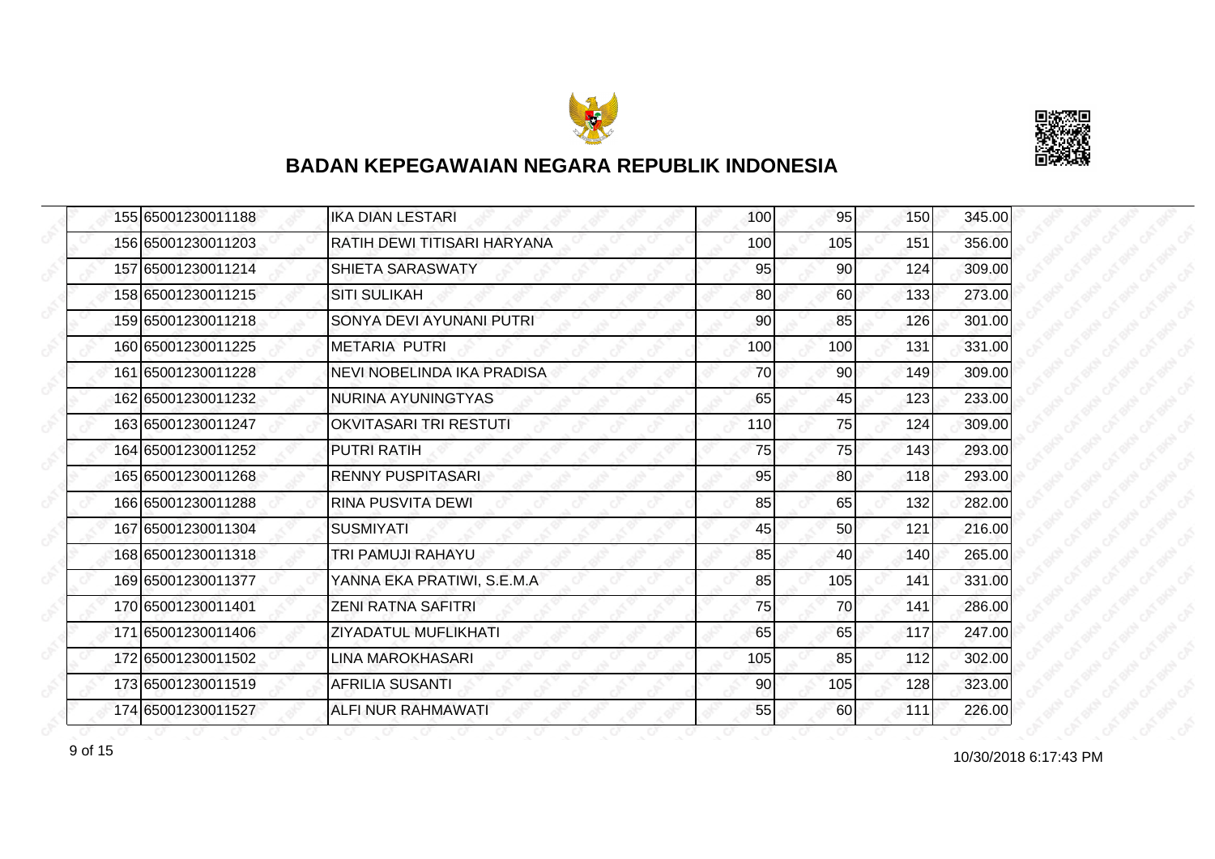## BADAN KEPEGAWAIAN NEGARA REPUBLIK INDONESIA

| | | | | | | |
|---|---|---|---|---|---|---|
| 155 | 65001230011188 | IKA DIAN LESTARI | 100 | 95 | 150 | 345.00 |
| 156 | 65001230011203 | RATIH DEWI TITISARI HARYANA | 100 | 105 | 151 | 356.00 |
| 157 | 65001230011214 | SHIETA SARASWATY | 95 | 90 | 124 | 309.00 |
| 158 | 65001230011215 | SITI SULIKAH | 80 | 60 | 133 | 273.00 |
| 159 | 65001230011218 | SONYA DEVI AYUNANI PUTRI | 90 | 85 | 126 | 301.00 |
| 160 | 65001230011225 | METARIA PUTRI | 100 | 100 | 131 | 331.00 |
| 161 | 65001230011228 | NEVI NOBELINDA IKA PRADISA | 70 | 90 | 149 | 309.00 |
| 162 | 65001230011232 | NURINA AYUNINGTYAS | 65 | 45 | 123 | 233.00 |
| 163 | 65001230011247 | OKVITASARI TRI RESTUTI | 110 | 75 | 124 | 309.00 |
| 164 | 65001230011252 | PUTRI RATIH | 75 | 75 | 143 | 293.00 |
| 165 | 65001230011268 | RENNY PUSPITASARI | 95 | 80 | 118 | 293.00 |
| 166 | 65001230011288 | RINA PUSVITA DEWI | 85 | 65 | 132 | 282.00 |
| 167 | 65001230011304 | SUSMIYATI | 45 | 50 | 121 | 216.00 |
| 168 | 65001230011318 | TRI PAMUJI RAHAYU | 85 | 40 | 140 | 265.00 |
| 169 | 65001230011377 | YANNA EKA PRATIWI, S.E.M.A | 85 | 105 | 141 | 331.00 |
| 170 | 65001230011401 | ZENI RATNA SAFITRI | 75 | 70 | 141 | 286.00 |
| 171 | 65001230011406 | ZIYADATUL MUFLIKHATI | 65 | 65 | 117 | 247.00 |
| 172 | 65001230011502 | LINA MAROKHASARI | 105 | 85 | 112 | 302.00 |
| 173 | 65001230011519 | AFRILIA SUSANTI | 90 | 105 | 128 | 323.00 |
| 174 | 65001230011527 | ALFI NUR RAHMAWATI | 55 | 60 | 111 | 226.00 |

10/30/2018 6:17:43 PM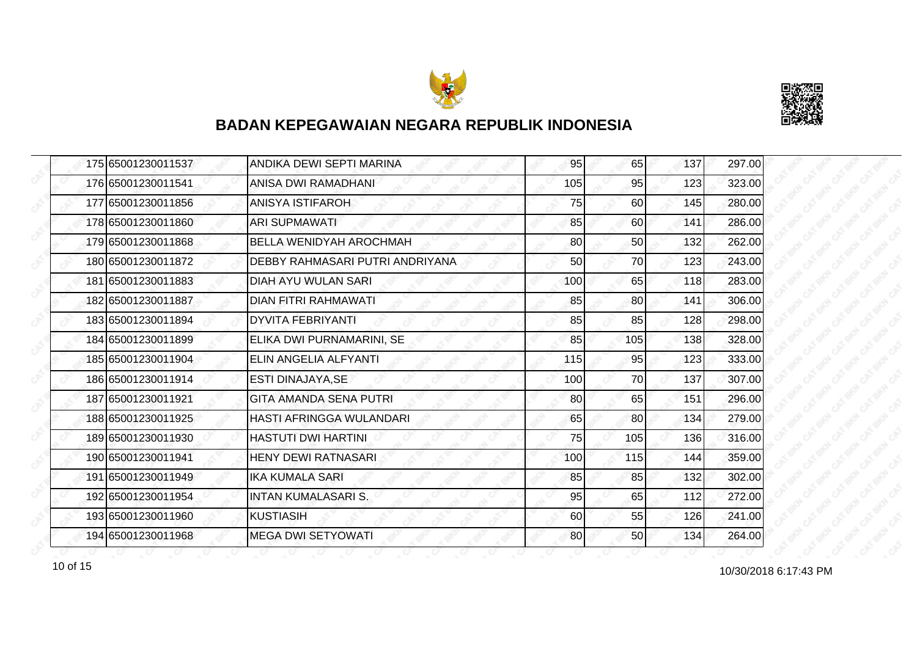# BADAN KEPEGAWAIAN NEGARA REPUBLIK INDONESIA

| | | | | | | |
|---|---|---|---|---|---|---|
| 175 | 65001230011537 | ANDIKA DEWI SEPTI MARINA | 95 | 65 | 137 | 297.00 |
| 176 | 65001230011541 | ANISA DWI RAMADHANI | 105 | 95 | 123 | 323.00 |
| 177 | 65001230011856 | ANISYA ISTIFAROH | 75 | 60 | 145 | 280.00 |
| 178 | 65001230011860 | ARI SUPMAWATI | 85 | 60 | 141 | 286.00 |
| 179 | 65001230011868 | BELLA WENIDYAH AROCHMAH | 80 | 50 | 132 | 262.00 |
| 180 | 65001230011872 | DEBBY RAHMASARI PUTRI ANDRIYANA | 50 | 70 | 123 | 243.00 |
| 181 | 65001230011883 | DIAH AYU WULAN SARI | 100 | 65 | 118 | 283.00 |
| 182 | 65001230011887 | DIAN FITRI RAHMAWATI | 85 | 80 | 141 | 306.00 |
| 183 | 65001230011894 | DYVITA FEBRIYANTI | 85 | 85 | 128 | 298.00 |
| 184 | 65001230011899 | ELIKA DWI PURNAMARINI, SE | 85 | 105 | 138 | 328.00 |
| 185 | 65001230011904 | ELIN ANGELIA ALFYANTI | 115 | 95 | 123 | 333.00 |
| 186 | 65001230011914 | ESTI DINAJAYA,SE | 100 | 70 | 137 | 307.00 |
| 187 | 65001230011921 | GITA AMANDA SENA PUTRI | 80 | 65 | 151 | 296.00 |
| 188 | 65001230011925 | HASTI AFRINGGA WULANDARI | 65 | 80 | 134 | 279.00 |
| 189 | 65001230011930 | HASTUTI DWI HARTINI | 75 | 105 | 136 | 316.00 |
| 190 | 65001230011941 | HENY DEWI RATNASARI | 100 | 115 | 144 | 359.00 |
| 191 | 65001230011949 | IKA KUMALA SARI | 85 | 85 | 132 | 302.00 |
| 192 | 65001230011954 | INTAN KUMALASARI S. | 95 | 65 | 112 | 272.00 |
| 193 | 65001230011960 | KUSTIASIH | 60 | 55 | 126 | 241.00 |
| 194 | 65001230011968 | MEGA DWI SETYOWATI | 80 | 50 | 134 | 264.00 |

10/30/2018 6:17:43 PM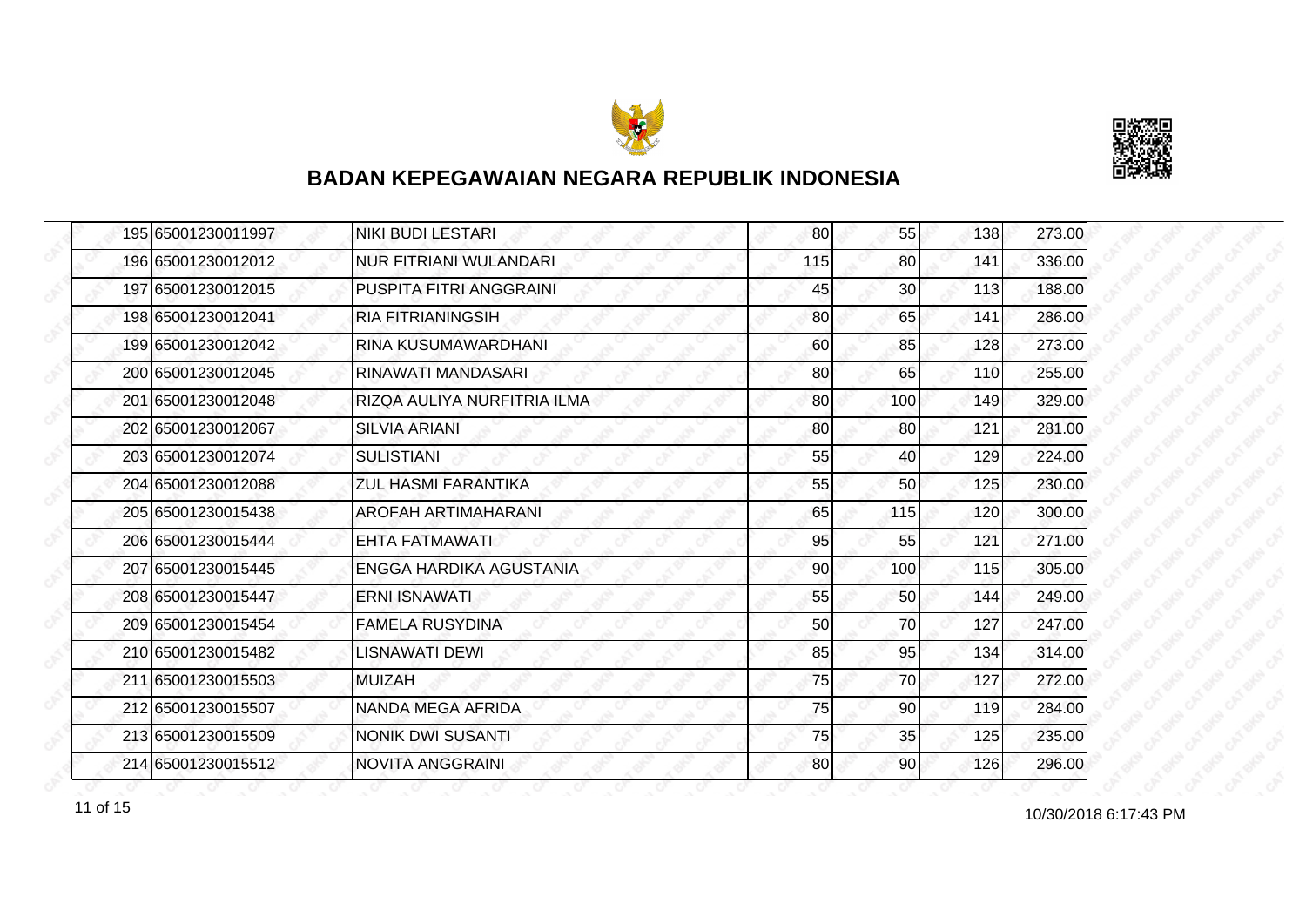# BADAN KEPEGAWAIAN NEGARA REPUBLIK INDONESIA

| | | | | | | |
|---|---|---|---|---|---|---|
| 195 | 65001230011997 | NIKI BUDI LESTARI | 80 | 55 | 138 | 273.00 |
| 196 | 65001230012012 | NUR FITRIANI WULANDARI | 115 | 80 | 141 | 336.00 |
| 197 | 65001230012015 | PUSPITA FITRI ANGGRAINI | 45 | 30 | 113 | 188.00 |
| 198 | 65001230012041 | RIA FITRIANINGSIH | 80 | 65 | 141 | 286.00 |
| 199 | 65001230012042 | RINA KUSUMAWARDHANI | 60 | 85 | 128 | 273.00 |
| 200 | 65001230012045 | RINAWATI MANDASARI | 80 | 65 | 110 | 255.00 |
| 201 | 65001230012048 | RIZQA AULIYA NURFITRIA ILMA | 80 | 100 | 149 | 329.00 |
| 202 | 65001230012067 | SILVIA ARIANI | 80 | 80 | 121 | 281.00 |
| 203 | 65001230012074 | SULISTIANI | 55 | 40 | 129 | 224.00 |
| 204 | 65001230012088 | ZUL HASMI FARANTIKA | 55 | 50 | 125 | 230.00 |
| 205 | 65001230015438 | AROFAH ARTIMAHARANI | 65 | 115 | 120 | 300.00 |
| 206 | 65001230015444 | EHTA FATMAWATI | 95 | 55 | 121 | 271.00 |
| 207 | 65001230015445 | ENGGA HARDIKA AGUSTANIA | 90 | 100 | 115 | 305.00 |
| 208 | 65001230015447 | ERNI ISNAWATI | 55 | 50 | 144 | 249.00 |
| 209 | 65001230015454 | FAMELA RUSYDINA | 50 | 70 | 127 | 247.00 |
| 210 | 65001230015482 | LISNAWATI DEWI | 85 | 95 | 134 | 314.00 |
| 211 | 65001230015503 | MUIZAH | 75 | 70 | 127 | 272.00 |
| 212 | 65001230015507 | NANDA MEGA AFRIDA | 75 | 90 | 119 | 284.00 |
| 213 | 65001230015509 | NONIK DWI SUSANTI | 75 | 35 | 125 | 235.00 |
| 214 | 65001230015512 | NOVITA ANGGRAINI | 80 | 90 | 126 | 296.00 |

10/30/2018 6:17:43 PM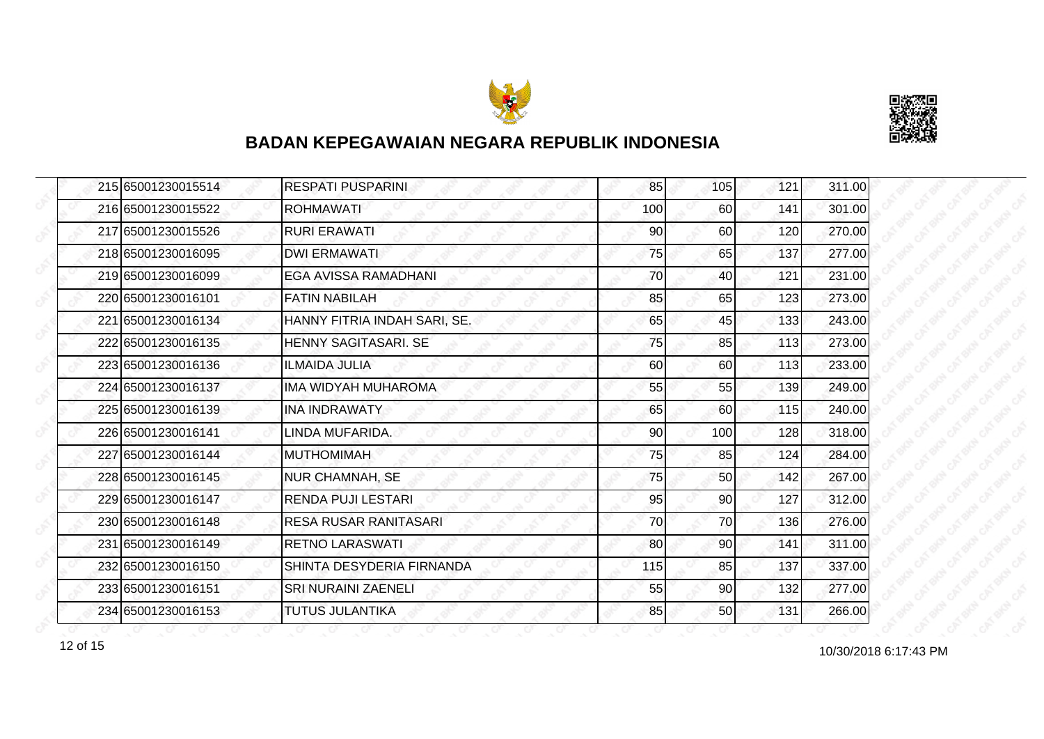## BADAN KEPEGAWAIAN NEGARA REPUBLIK INDONESIA

| | | | | | | |
|---|---|---|---|---|---|---|
| 215 | 65001230015514 | RESPATI PUSPARINI | 85 | 105 | 121 | 311.00 |
| 216 | 65001230015522 | ROHMAWATI | 100 | 60 | 141 | 301.00 |
| 217 | 65001230015526 | RURI ERAWATI | 90 | 60 | 120 | 270.00 |
| 218 | 65001230016095 | DWI ERMAWATI | 75 | 65 | 137 | 277.00 |
| 219 | 65001230016099 | EGA AVISSA RAMADHANI | 70 | 40 | 121 | 231.00 |
| 220 | 65001230016101 | FATIN NABILAH | 85 | 65 | 123 | 273.00 |
| 221 | 65001230016134 | HANNY FITRIA INDAH SARI, SE. | 65 | 45 | 133 | 243.00 |
| 222 | 65001230016135 | HENNY SAGITASARI. SE | 75 | 85 | 113 | 273.00 |
| 223 | 65001230016136 | ILMAIDA JULIA | 60 | 60 | 113 | 233.00 |
| 224 | 65001230016137 | IMA WIDYAH MUHAROMA | 55 | 55 | 139 | 249.00 |
| 225 | 65001230016139 | INA INDRAWATY | 65 | 60 | 115 | 240.00 |
| 226 | 65001230016141 | LINDA MUFARIDA. | 90 | 100 | 128 | 318.00 |
| 227 | 65001230016144 | MUTHOMIMAH | 75 | 85 | 124 | 284.00 |
| 228 | 65001230016145 | NUR CHAMNAH, SE | 75 | 50 | 142 | 267.00 |
| 229 | 65001230016147 | RENDA PUJI LESTARI | 95 | 90 | 127 | 312.00 |
| 230 | 65001230016148 | RESA RUSAR RANITASARI | 70 | 70 | 136 | 276.00 |
| 231 | 65001230016149 | RETNO LARASWATI | 80 | 90 | 141 | 311.00 |
| 232 | 65001230016150 | SHINTA DESYDERIA FIRNANDA | 115 | 85 | 137 | 337.00 |
| 233 | 65001230016151 | SRI NURAINI ZAENELI | 55 | 90 | 132 | 277.00 |
| 234 | 65001230016153 | TUTUS JULANTIKA | 85 | 50 | 131 | 266.00 |

10/30/2018 6:17:43 PM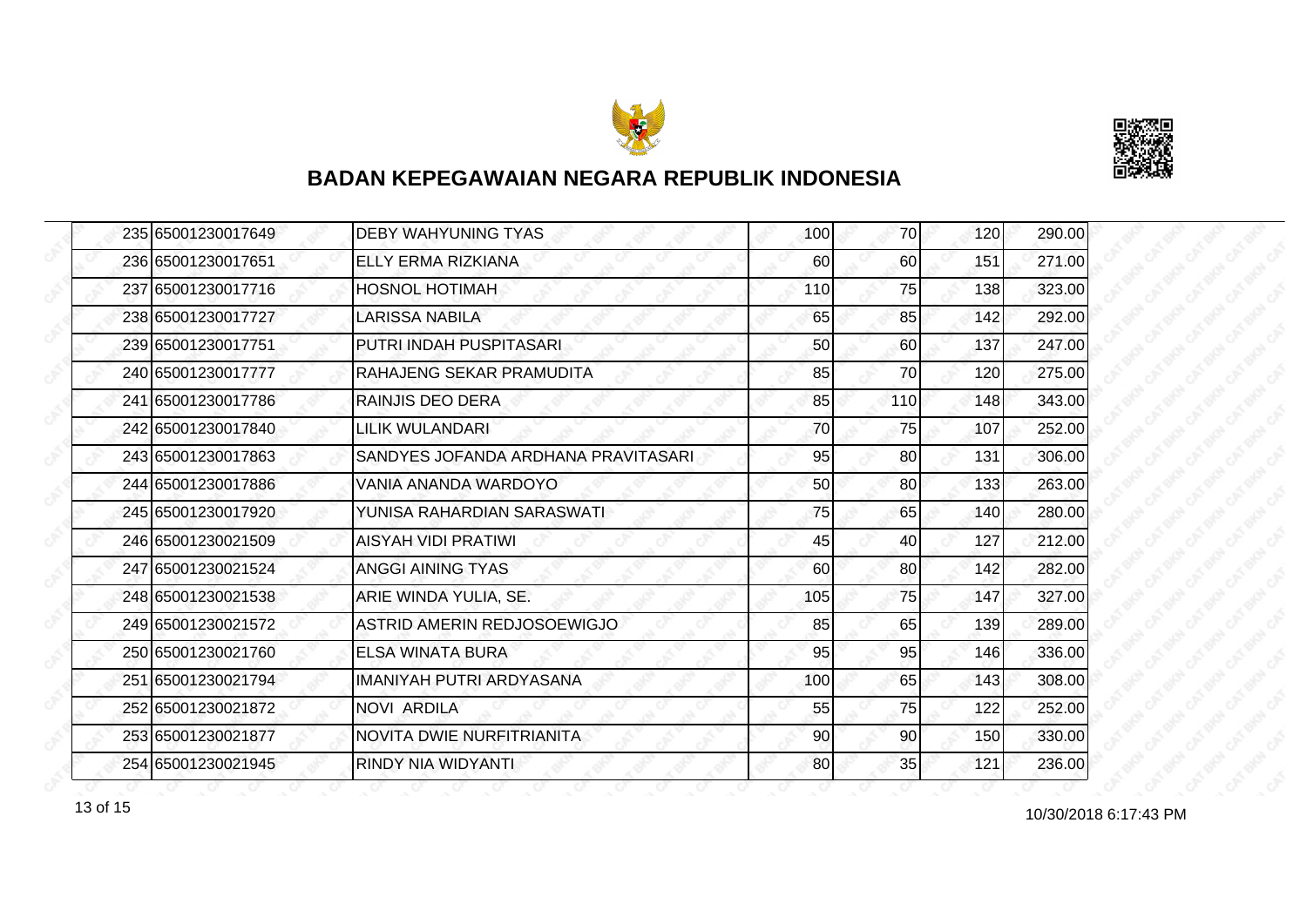## BADAN KEPEGAWAIAN NEGARA REPUBLIK INDONESIA

| | | | | | | |
|---|---|---|---|---|---|---|
| 235 | 65001230017649 | DEBY WAHYUNING TYAS | 100 | 70 | 120 | 290.00 |
| 236 | 65001230017651 | ELLY ERMA RIZKIANA | 60 | 60 | 151 | 271.00 |
| 237 | 65001230017716 | HOSNOL HOTIMAH | 110 | 75 | 138 | 323.00 |
| 238 | 65001230017727 | LARISSA NABILA | 65 | 85 | 142 | 292.00 |
| 239 | 65001230017751 | PUTRI INDAH PUSPITASARI | 50 | 60 | 137 | 247.00 |
| 240 | 65001230017777 | RAHAJENG SEKAR PRAMUDITA | 85 | 70 | 120 | 275.00 |
| 241 | 65001230017786 | RAINJIS DEO DERA | 85 | 110 | 148 | 343.00 |
| 242 | 65001230017840 | LILIK WULANDARI | 70 | 75 | 107 | 252.00 |
| 243 | 65001230017863 | SANDYES JOFANDA ARDHANA PRAVITASARI | 95 | 80 | 131 | 306.00 |
| 244 | 65001230017886 | VANIA ANANDA WARDOYO | 50 | 80 | 133 | 263.00 |
| 245 | 65001230017920 | YUNISA RAHARDIAN SARASWATI | 75 | 65 | 140 | 280.00 |
| 246 | 65001230021509 | AISYAH VIDI PRATIWI | 45 | 40 | 127 | 212.00 |
| 247 | 65001230021524 | ANGGI AINING TYAS | 60 | 80 | 142 | 282.00 |
| 248 | 65001230021538 | ARIE WINDA YULIA, SE. | 105 | 75 | 147 | 327.00 |
| 249 | 65001230021572 | ASTRID AMERIN REDJOSOEWIGJO | 85 | 65 | 139 | 289.00 |
| 250 | 65001230021760 | ELSA WINATA BURA | 95 | 95 | 146 | 336.00 |
| 251 | 65001230021794 | IMANIYAH PUTRI ARDYASANA | 100 | 65 | 143 | 308.00 |
| 252 | 65001230021872 | NOVI ARDILA | 55 | 75 | 122 | 252.00 |
| 253 | 65001230021877 | NOVITA DWIE NURFITRIANITA | 90 | 90 | 150 | 330.00 |
| 254 | 65001230021945 | RINDY NIA WIDYANTI | 80 | 35 | 121 | 236.00 |

10/30/2018 6:17:43 PM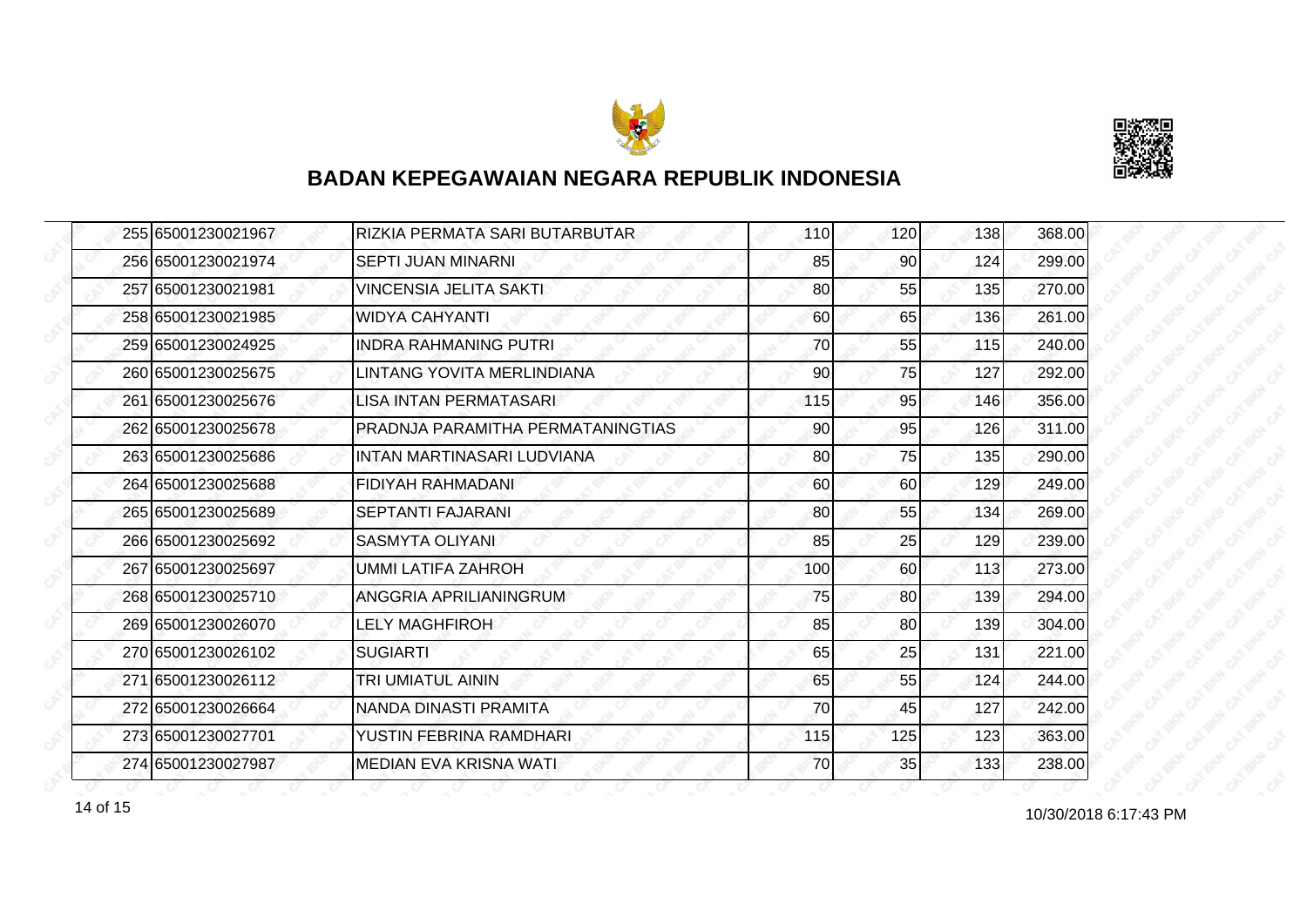## BADAN KEPEGAWAIAN NEGARA REPUBLIK INDONESIA

| | | | | | | |
|---|---|---|---|---|---|---|
| 255 | 65001230021967 | RIZKIA PERMATA SARI BUTARBUTAR | 110 | 120 | 138 | 368.00 |
| 256 | 65001230021974 | SEPTI JUAN MINARNI | 85 | 90 | 124 | 299.00 |
| 257 | 65001230021981 | VINCENSIA JELITA SAKTI | 80 | 55 | 135 | 270.00 |
| 258 | 65001230021985 | WIDYA CAHYANTI | 60 | 65 | 136 | 261.00 |
| 259 | 65001230024925 | INDRA RAHMANING PUTRI | 70 | 55 | 115 | 240.00 |
| 260 | 65001230025675 | LINTANG YOVITA MERLINDIANA | 90 | 75 | 127 | 292.00 |
| 261 | 65001230025676 | LISA INTAN PERMATASARI | 115 | 95 | 146 | 356.00 |
| 262 | 65001230025678 | PRADNJA PARAMITHA PERMATANINGTIAS | 90 | 95 | 126 | 311.00 |
| 263 | 65001230025686 | INTAN MARTINASARI LUDVIANA | 80 | 75 | 135 | 290.00 |
| 264 | 65001230025688 | FIDIYAH RAHMADANI | 60 | 60 | 129 | 249.00 |
| 265 | 65001230025689 | SEPTANTI FAJARANI | 80 | 55 | 134 | 269.00 |
| 266 | 65001230025692 | SASMYTA OLIYANI | 85 | 25 | 129 | 239.00 |
| 267 | 65001230025697 | UMMI LATIFA ZAHROH | 100 | 60 | 113 | 273.00 |
| 268 | 65001230025710 | ANGGRIA APRILIANINGRUM | 75 | 80 | 139 | 294.00 |
| 269 | 65001230026070 | LELY MAGHFIROH | 85 | 80 | 139 | 304.00 |
| 270 | 65001230026102 | SUGIARTI | 65 | 25 | 131 | 221.00 |
| 271 | 65001230026112 | TRI UMIATUL AININ | 65 | 55 | 124 | 244.00 |
| 272 | 65001230026664 | NANDA DINASTI PRAMITA | 70 | 45 | 127 | 242.00 |
| 273 | 65001230027701 | YUSTIN FEBRINA RAMDHARI | 115 | 125 | 123 | 363.00 |
| 274 | 65001230027987 | MEDIAN EVA KRISNA WATI | 70 | 35 | 133 | 238.00 |

10/30/2018 6:17:43 PM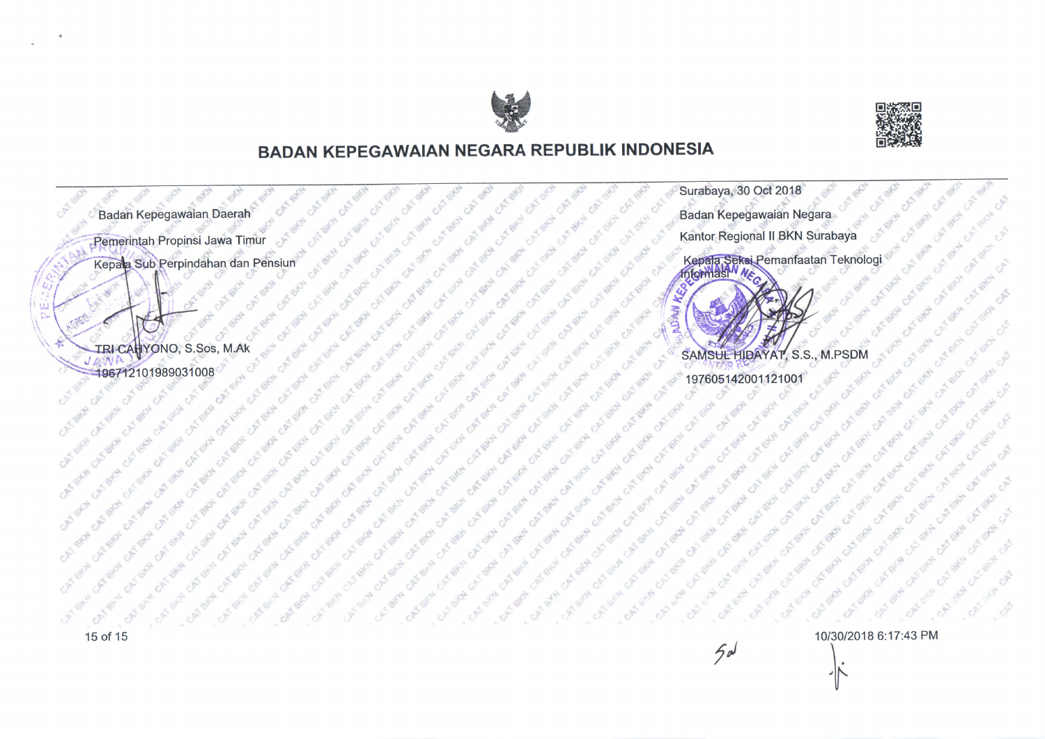# BADAN KEPEGAWAIAN NEGARA REPUBLIK INDONESIA

Badan Kepegawaian Daerah

Pemerintah Propinsi Jawa Timur

Kepala Sub Perpindahan dan Pensiun

TRI CAHYONO, S.Sos, M.Ak

196712101989031008

Surabaya, 30 Oct 2018

Badan Kepegawaian Negara

Kantor Regional II BKN Surabaya

Kepala Seksi Pemanfaatan Teknologi Informasi

SAMSUL HIDAYAT, S.S., M.PSDM

197605142001121001

10/30/2018 6:17:43 PM